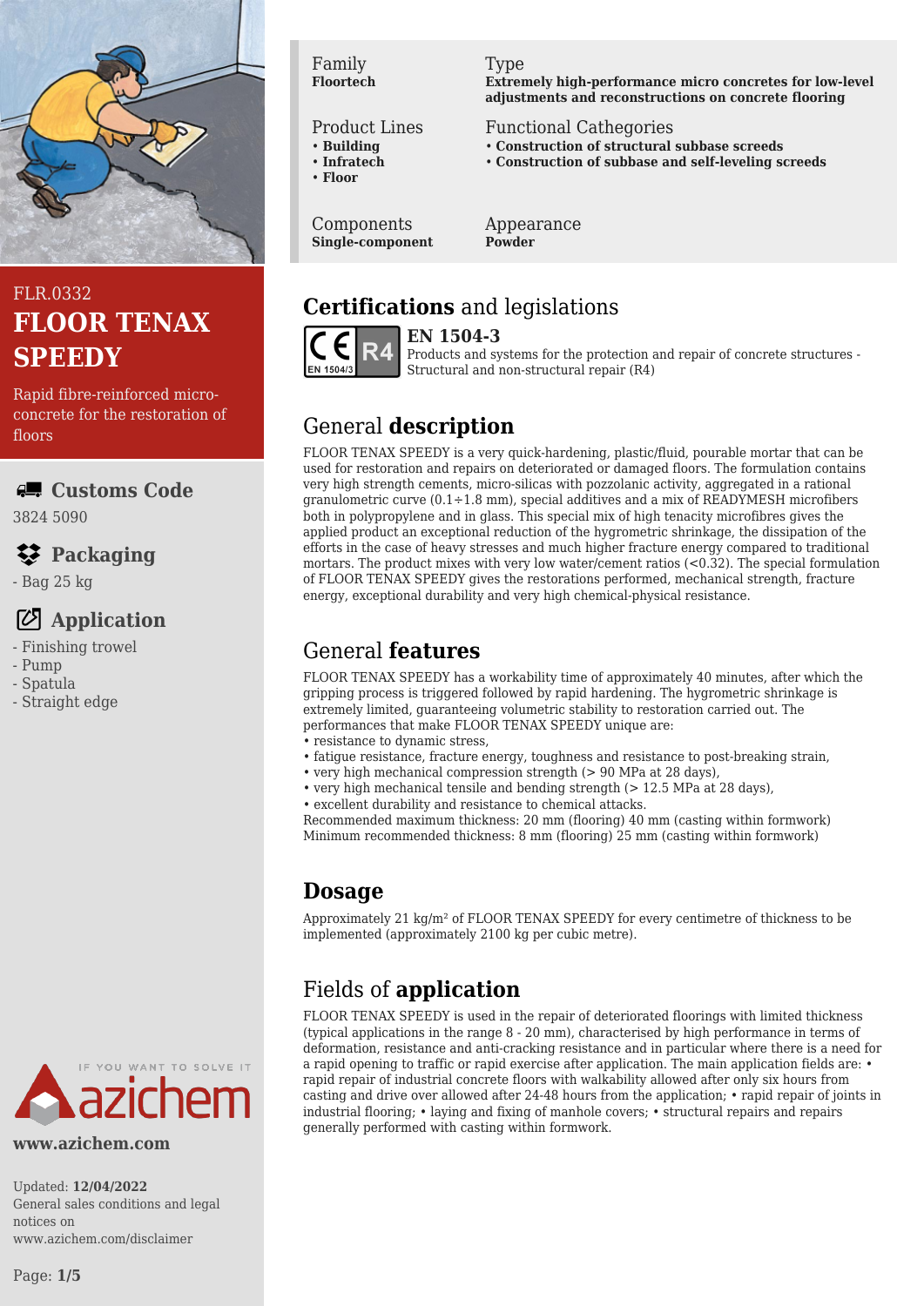FLR.0332

# FLOOR TENAX SPEEDY

Rapid fibre-reinforced micro-concrete for the restoration of floors

## Customs Code

3824 5090

## Packaging

- Bag 25 kg

## Application

- Finishing trowel
- Pump
- Spatula
- Straight edge

www.azichem.com

Updated: **12/04/2022**
General sales conditions and legal notices on www.azichem.com/disclaimer

| Family | Type |
| --- | --- |
| **Floortech** | **Extremely high-performance micro concretes for low-level adjustments and reconstructions on concrete flooring** |

| Product Lines | Functional Cathegories |
| --- | --- |
| • **Building**<br>• **Infratech**<br>• **Floor** | • **Construction of structural subbase screeds**<br>• **Construction of subbase and self-leveling screeds** |

| Components | Appearance |
| --- | --- |
| **Single-component** | **Powder** |

## **Certifications** and legislations

CE R4 EN 1504/3

**EN 1504-3**
Products and systems for the protection and repair of concrete structures - Structural and non-structural repair (R4)

## General **description**

FLOOR TENAX SPEEDY is a very quick-hardening, plastic/fluid, pourable mortar that can be used for restoration and repairs on deteriorated or damaged floors. The formulation contains very high strength cements, micro-silicas with pozzolanic activity, aggregated in a rational granulometric curve (0.1÷1.8 mm), special additives and a mix of READYMESH microfibers both in polypropylene and in glass. This special mix of high tenacity microfibres gives the applied product an exceptional reduction of the hygrometric shrinkage, the dissipation of the efforts in the case of heavy stresses and much higher fracture energy compared to traditional mortars. The product mixes with very low water/cement ratios (<0.32). The special formulation of FLOOR TENAX SPEEDY gives the restorations performed, mechanical strength, fracture energy, exceptional durability and very high chemical-physical resistance.

## General **features**

FLOOR TENAX SPEEDY has a workability time of approximately 40 minutes, after which the gripping process is triggered followed by rapid hardening. The hygrometric shrinkage is extremely limited, guaranteeing volumetric stability to restoration carried out. The performances that make FLOOR TENAX SPEEDY unique are:

- resistance to dynamic stress,
- fatigue resistance, fracture energy, toughness and resistance to post-breaking strain,
- very high mechanical compression strength (> 90 MPa at 28 days),
- very high mechanical tensile and bending strength (> 12.5 MPa at 28 days),
- excellent durability and resistance to chemical attacks.

Recommended maximum thickness: 20 mm (flooring) 40 mm (casting within formwork)
Minimum recommended thickness: 8 mm (flooring) 25 mm (casting within formwork)

## **Dosage**

Approximately 21 kg/m² of FLOOR TENAX SPEEDY for every centimetre of thickness to be implemented (approximately 2100 kg per cubic metre).

## Fields of **application**

FLOOR TENAX SPEEDY is used in the repair of deteriorated floorings with limited thickness (typical applications in the range 8 - 20 mm), characterised by high performance in terms of deformation, resistance and anti-cracking resistance and in particular where there is a need for a rapid opening to traffic or rapid exercise after application. The main application fields are: • rapid repair of industrial concrete floors with walkability allowed after only six hours from casting and drive over allowed after 24-48 hours from the application; • rapid repair of joints in industrial flooring; • laying and fixing of manhole covers; • structural repairs and repairs generally performed with casting within formwork.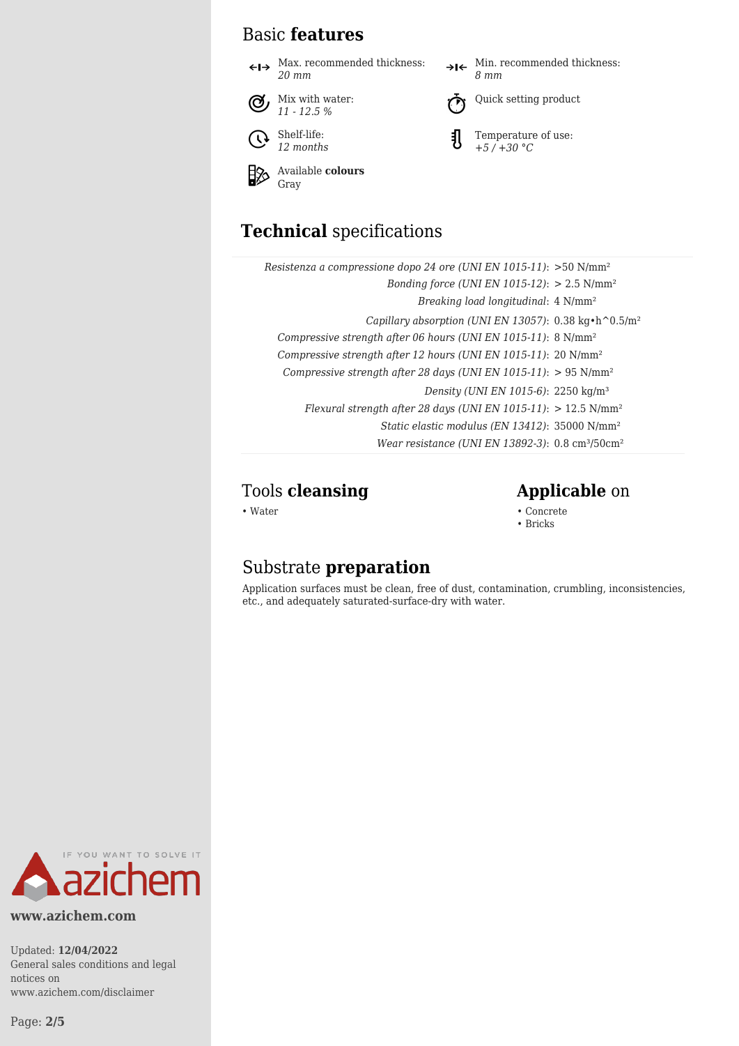## Basic **features**

- Max. recommended thickness: *20 mm*
- Min. recommended thickness: *8 mm*
- Mix with water: *11 - 12.5 %*
- Quick setting product
- Shelf-life: *12 months*
- Temperature of use: *+5 / +30 °C*
- Available **colours**: Gray

## **Technical** specifications

| Property | Value |
|---|---|
| *Resistenza a compressione dopo 24 ore (UNI EN 1015-11)* | >50 N/mm² |
| *Bonding force (UNI EN 1015-12)* | > 2.5 N/mm² |
| *Breaking load longitudinal* | 4 N/mm² |
| *Capillary absorption (UNI EN 13057)* | 0.38 kg•h^0.5/m² |
| *Compressive strength after 06 hours (UNI EN 1015-11)* | 8 N/mm² |
| *Compressive strength after 12 hours (UNI EN 1015-11)* | 20 N/mm² |
| *Compressive strength after 28 days (UNI EN 1015-11)* | > 95 N/mm² |
| *Density (UNI EN 1015-6)* | 2250 kg/m³ |
| *Flexural strength after 28 days (UNI EN 1015-11)* | > 12.5 N/mm² |
| *Static elastic modulus (EN 13412)* | 35000 N/mm² |
| *Wear resistance (UNI EN 13892-3)* | 0.8 cm³/50cm² |

## Tools **cleansing**

- Water

## **Applicable** on

- Concrete
- Bricks

## Substrate **preparation**

Application surfaces must be clean, free of dust, contamination, crumbling, inconsistencies, etc., and adequately saturated-surface-dry with water.

IF YOU WANT TO SOLVE IT azichem

**www.azichem.com**

Updated: **12/04/2022**
General sales conditions and legal notices on www.azichem.com/disclaimer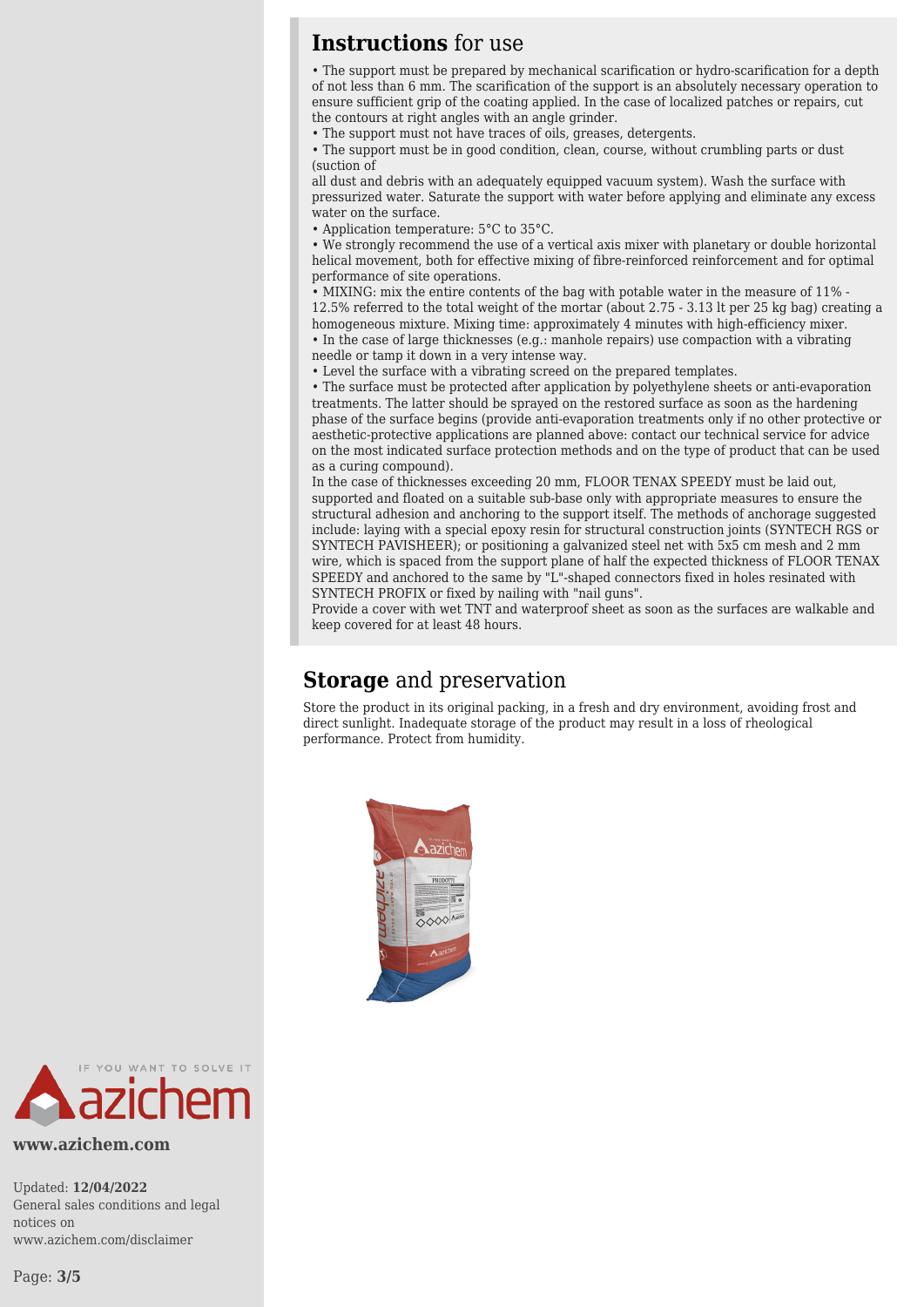## **Instructions** for use

- The support must be prepared by mechanical scarification or hydro-scarification for a depth of not less than 6 mm. The scarification of the support is an absolutely necessary operation to ensure sufficient grip of the coating applied. In the case of localized patches or repairs, cut the contours at right angles with an angle grinder.
- The support must not have traces of oils, greases, detergents.
- The support must be in good condition, clean, course, without crumbling parts or dust (suction of all dust and debris with an adequately equipped vacuum system). Wash the surface with pressurized water. Saturate the support with water before applying and eliminate any excess water on the surface.
- Application temperature: 5°C to 35°C.
- We strongly recommend the use of a vertical axis mixer with planetary or double horizontal helical movement, both for effective mixing of fibre-reinforced reinforcement and for optimal performance of site operations.
- MIXING: mix the entire contents of the bag with potable water in the measure of 11% - 12.5% referred to the total weight of the mortar (about 2.75 - 3.13 lt per 25 kg bag) creating a homogeneous mixture. Mixing time: approximately 4 minutes with high-efficiency mixer.
- In the case of large thicknesses (e.g.: manhole repairs) use compaction with a vibrating needle or tamp it down in a very intense way.
- Level the surface with a vibrating screed on the prepared templates.
- The surface must be protected after application by polyethylene sheets or anti-evaporation treatments. The latter should be sprayed on the restored surface as soon as the hardening phase of the surface begins (provide anti-evaporation treatments only if no other protective or aesthetic-protective applications are planned above: contact our technical service for advice on the most indicated surface protection methods and on the type of product that can be used as a curing compound).

In the case of thicknesses exceeding 20 mm, FLOOR TENAX SPEEDY must be laid out, supported and floated on a suitable sub-base only with appropriate measures to ensure the structural adhesion and anchoring to the support itself. The methods of anchorage suggested include: laying with a special epoxy resin for structural construction joints (SYNTECH RGS or SYNTECH PAVISHEER); or positioning a galvanized steel net with 5x5 cm mesh and 2 mm wire, which is spaced from the support plane of half the expected thickness of FLOOR TENAX SPEEDY and anchored to the same by "L"-shaped connectors fixed in holes resinated with SYNTECH PROFIX or fixed by nailing with "nail guns".

Provide a cover with wet TNT and waterproof sheet as soon as the surfaces are walkable and keep covered for at least 48 hours.

## **Storage** and preservation

Store the product in its original packing, in a fresh and dry environment, avoiding frost and direct sunlight. Inadequate storage of the product may result in a loss of rheological performance. Protect from humidity.

www.azichem.com

Updated: **12/04/2022**
General sales conditions and legal notices on www.azichem.com/disclaimer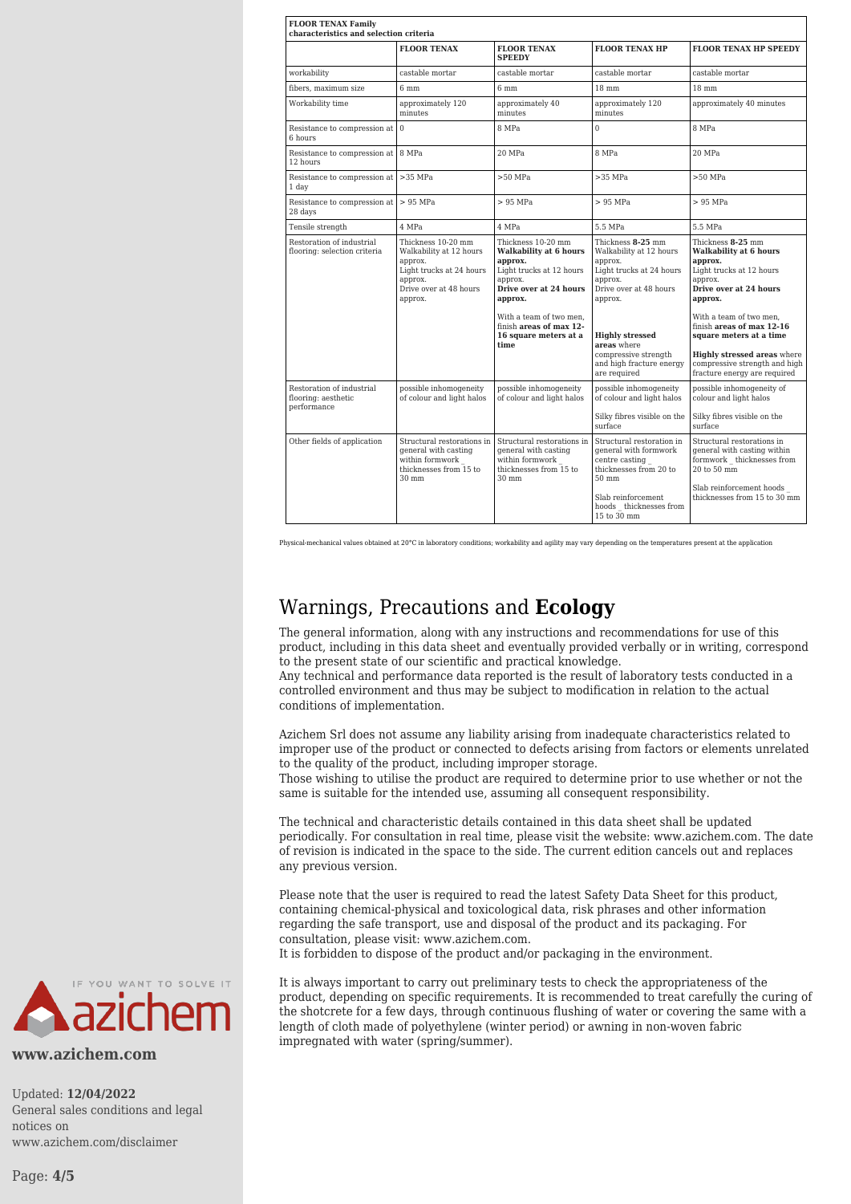| FLOOR TENAX Family characteristics and selection criteria | | | | |
|---|---|---|---|---|
| | **FLOOR TENAX** | **FLOOR TENAX SPEEDY** | **FLOOR TENAX HP** | **FLOOR TENAX HP SPEEDY** |
| workability | castable mortar | castable mortar | castable mortar | castable mortar |
| fibers, maximum size | 6 mm | 6 mm | 18 mm | 18 mm |
| Workability time | approximately 120 minutes | approximately 40 minutes | approximately 120 minutes | approximately 40 minutes |
| Resistance to compression at 6 hours | 0 | 8 MPa | 0 | 8 MPa |
| Resistance to compression at 12 hours | 8 MPa | 20 MPa | 8 MPa | 20 MPa |
| Resistance to compression at 1 day | >35 MPa | >50 MPa | >35 MPa | >50 MPa |
| Resistance to compression at 28 days | > 95 MPa | > 95 MPa | > 95 MPa | > 95 MPa |
| Tensile strength | 4 MPa | 4 MPa | 5.5 MPa | 5.5 MPa |
| Restoration of industrial flooring: selection criteria | Thickness 10-20 mm Walkability at 12 hours approx. Light trucks at 24 hours approx. Drive over at 48 hours approx. | Thickness 10-20 mm **Walkability at 6 hours approx.** Light trucks at 12 hours approx. **Drive over at 24 hours approx.** With a team of two men, finish **areas of max 12-16 square meters at a time** | Thickness **8-25** mm Walkability at 12 hours approx. Light trucks at 24 hours approx. Drive over at 48 hours approx. **Highly stressed areas** where compressive strength and high fracture energy are required | Thickness **8-25** mm **Walkability at 6 hours approx.** Light trucks at 12 hours approx. **Drive over at 24 hours approx.** With a team of two men, finish **areas of max 12-16 square meters at a time** **Highly stressed areas** where compressive strength and high fracture energy are required |
| Restoration of industrial flooring: aesthetic performance | possible inhomogeneity of colour and light halos | possible inhomogeneity of colour and light halos | possible inhomogeneity of colour and light halos Silky fibres visible on the surface | possible inhomogeneity of colour and light halos Silky fibres visible on the surface |
| Other fields of application | Structural restorations in general with casting within formwork _ thicknesses from 15 to 30 mm | Structural restorations in general with casting within formwork _ thicknesses from 15 to 30 mm | Structural restoration in general with formwork centre casting _ thicknesses from 20 to 50 mm Slab reinforcement hoods _ thicknesses from 15 to 30 mm | Structural restorations in general with casting within formwork _ thicknesses from 20 to 50 mm Slab reinforcement hoods _ thicknesses from 15 to 30 mm |

Physical-mechanical values obtained at 20°C in laboratory conditions; workability and agility may vary depending on the temperatures present at the application

## Warnings, Precautions and **Ecology**

The general information, along with any instructions and recommendations for use of this product, including in this data sheet and eventually provided verbally or in writing, correspond to the present state of our scientific and practical knowledge.
Any technical and performance data reported is the result of laboratory tests conducted in a controlled environment and thus may be subject to modification in relation to the actual conditions of implementation.

Azichem Srl does not assume any liability arising from inadequate characteristics related to improper use of the product or connected to defects arising from factors or elements unrelated to the quality of the product, including improper storage.
Those wishing to utilise the product are required to determine prior to use whether or not the same is suitable for the intended use, assuming all consequent responsibility.

The technical and characteristic details contained in this data sheet shall be updated periodically. For consultation in real time, please visit the website: www.azichem.com. The date of revision is indicated in the space to the side. The current edition cancels out and replaces any previous version.

Please note that the user is required to read the latest Safety Data Sheet for this product, containing chemical-physical and toxicological data, risk phrases and other information regarding the safe transport, use and disposal of the product and its packaging. For consultation, please visit: www.azichem.com.
It is forbidden to dispose of the product and/or packaging in the environment.

It is always important to carry out preliminary tests to check the appropriateness of the product, depending on specific requirements. It is recommended to treat carefully the curing of the shotcrete for a few days, through continuous flushing of water or covering the same with a length of cloth made of polyethylene (winter period) or awning in non-woven fabric impregnated with water (spring/summer).

IF YOU WANT TO SOLVE IT azichem

**www.azichem.com**

Updated: **12/04/2022**
General sales conditions and legal notices on www.azichem.com/disclaimer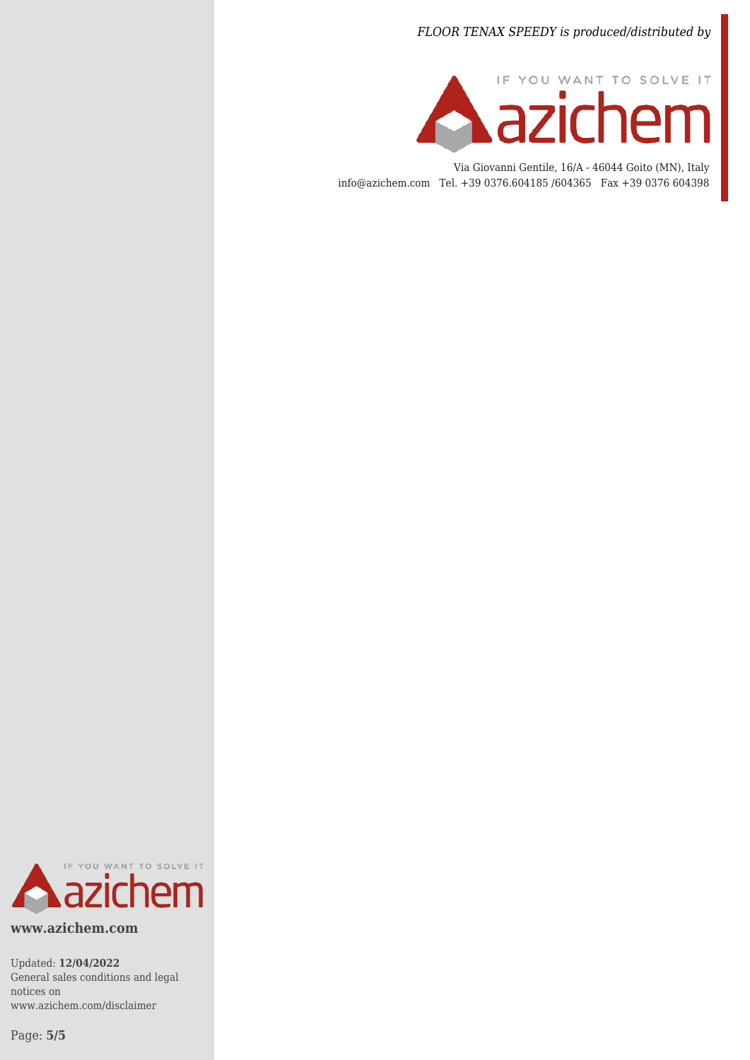*FLOOR TENAX SPEEDY is produced/distributed by*

IF YOU WANT TO SOLVE IT

azichem

Via Giovanni Gentile, 16/A - 46044 Goito (MN), Italy
info@azichem.com Tel. +39 0376.604185 /604365 Fax +39 0376 604398

IF YOU WANT TO SOLVE IT

azichem

**www.azichem.com**

Updated: **12/04/2022**
General sales conditions and legal notices on www.azichem.com/disclaimer